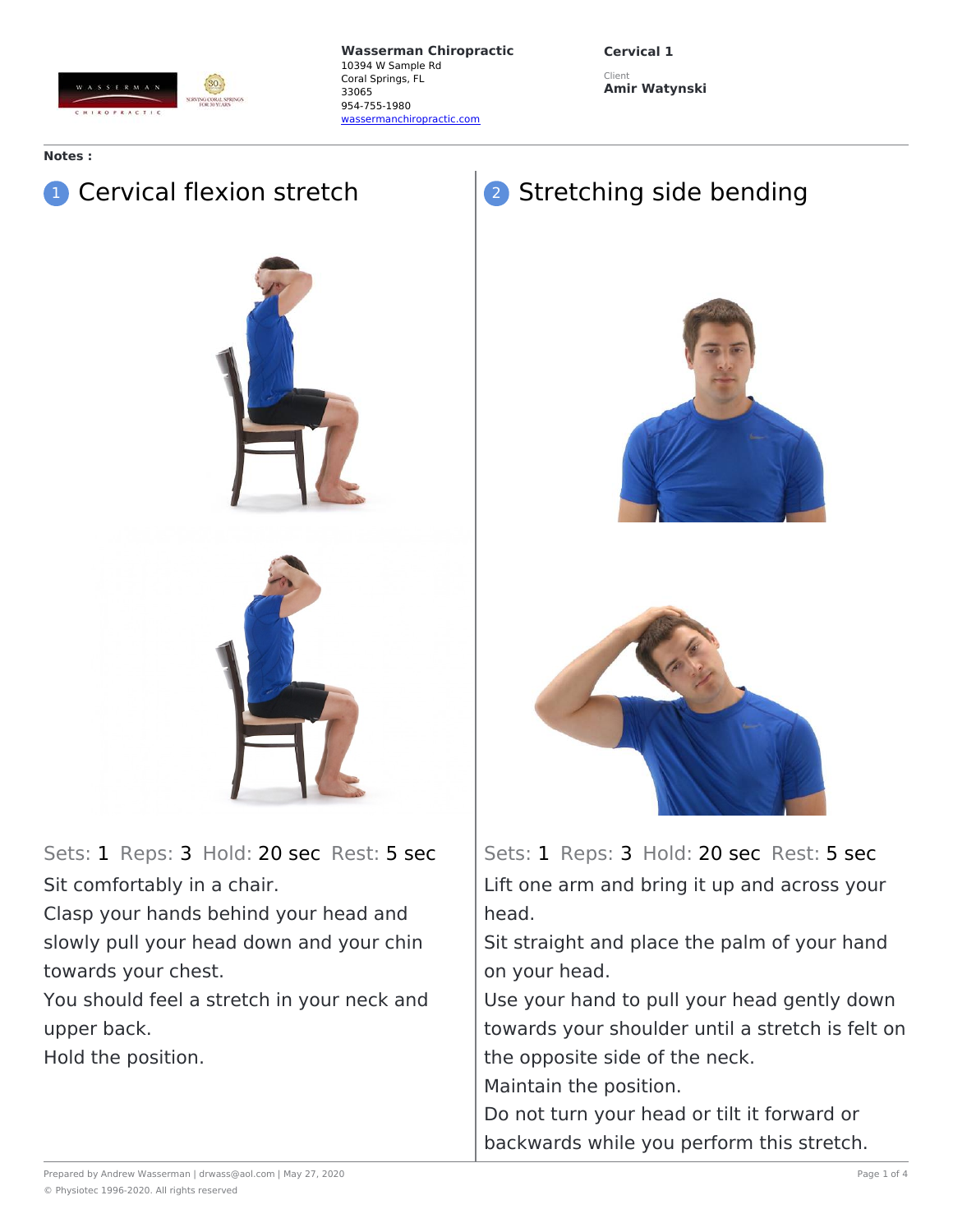**Wasserman Chiropractic**
10394 W Sample Rd
Coral Springs, FL
33065
954-755-1980
wassermanchiropractic.com

**Cervical 1**

Client
**Amir Watynski**

**Notes :**

## 1 Cervical flexion stretch

Sets: 1 Reps: 3 Hold: 20 sec Rest: 5 sec

Sit comfortably in a chair.

Clasp your hands behind your head and slowly pull your head down and your chin towards your chest.

You should feel a stretch in your neck and upper back.

Hold the position.

## 2 Stretching side bending

Sets: 1 Reps: 3 Hold: 20 sec Rest: 5 sec

Lift one arm and bring it up and across your head.

Sit straight and place the palm of your hand on your head.

Use your hand to pull your head gently down towards your shoulder until a stretch is felt on the opposite side of the neck.

Maintain the position.

Do not turn your head or tilt it forward or backwards while you perform this stretch.

Prepared by Andrew Wasserman | drwass@aol.com | May 27, 2020

© Physiotec 1996-2020. All rights reserved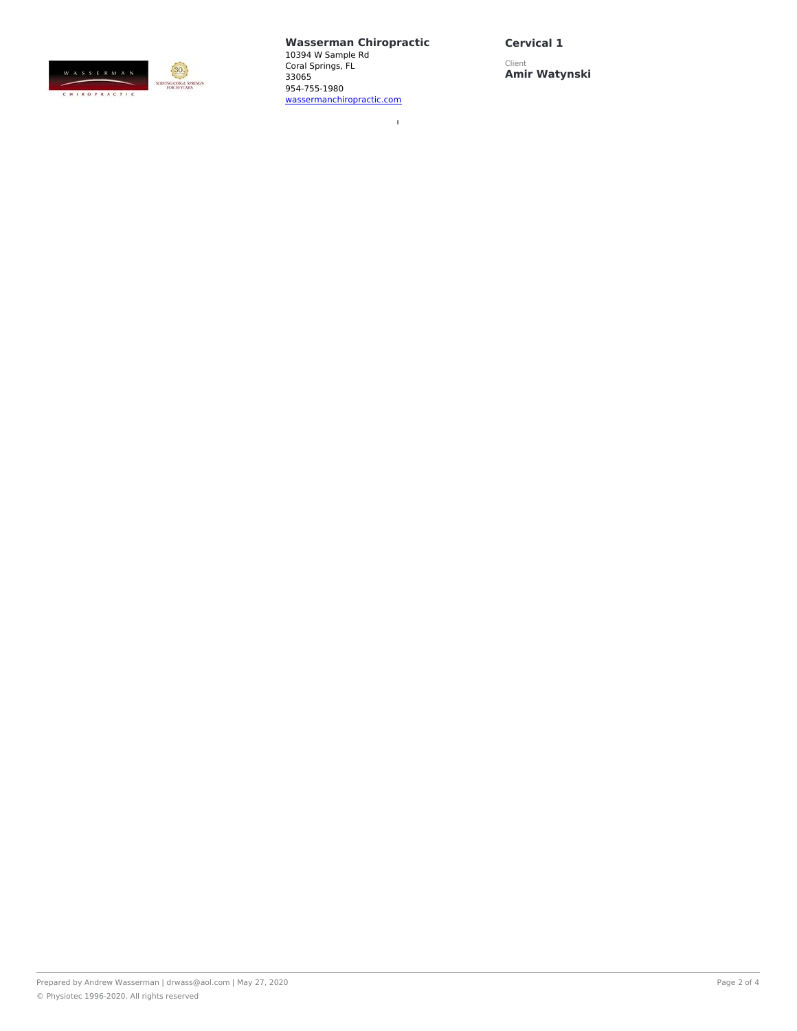**Wasserman Chiropractic**
10394 W Sample Rd
Coral Springs, FL
33065
954-755-1980
[wassermanchiropractic.com](wassermanchiropractic.com)

## Cervical 1

Client
**Amir Watynski**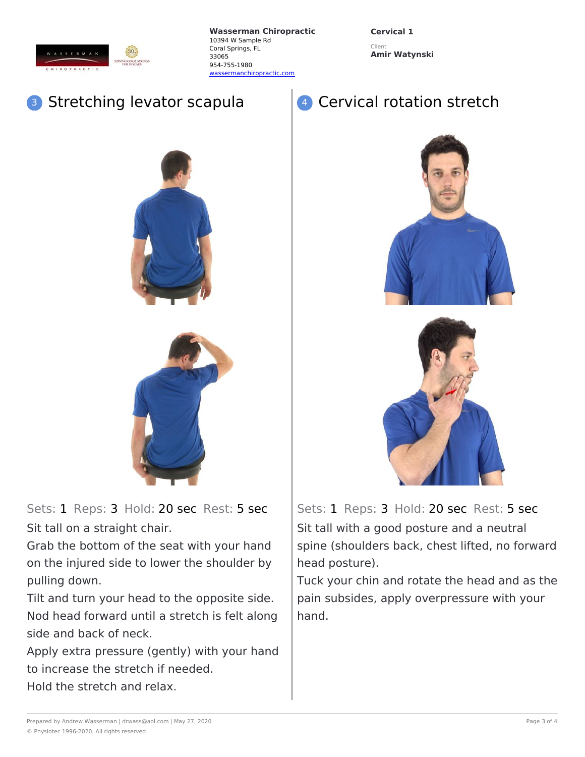**Wasserman Chiropractic**
10394 W Sample Rd
Coral Springs, FL
33065
954-755-1980
wassermanchiropractic.com

**Cervical 1**

Client
**Amir Watynski**

## 3 Stretching levator scapula

Sets: 1 Reps: 3 Hold: 20 sec Rest: 5 sec

Sit tall on a straight chair.
Grab the bottom of the seat with your hand on the injured side to lower the shoulder by pulling down.
Tilt and turn your head to the opposite side.
Nod head forward until a stretch is felt along side and back of neck.
Apply extra pressure (gently) with your hand to increase the stretch if needed.
Hold the stretch and relax.

## 4 Cervical rotation stretch

Sets: 1 Reps: 3 Hold: 20 sec Rest: 5 sec

Sit tall with a good posture and a neutral spine (shoulders back, chest lifted, no forward head posture).
Tuck your chin and rotate the head and as the pain subsides, apply overpressure with your hand.

Prepared by Andrew Wasserman | drwass@aol.com | May 27, 2020
© Physiotec 1996-2020. All rights reserved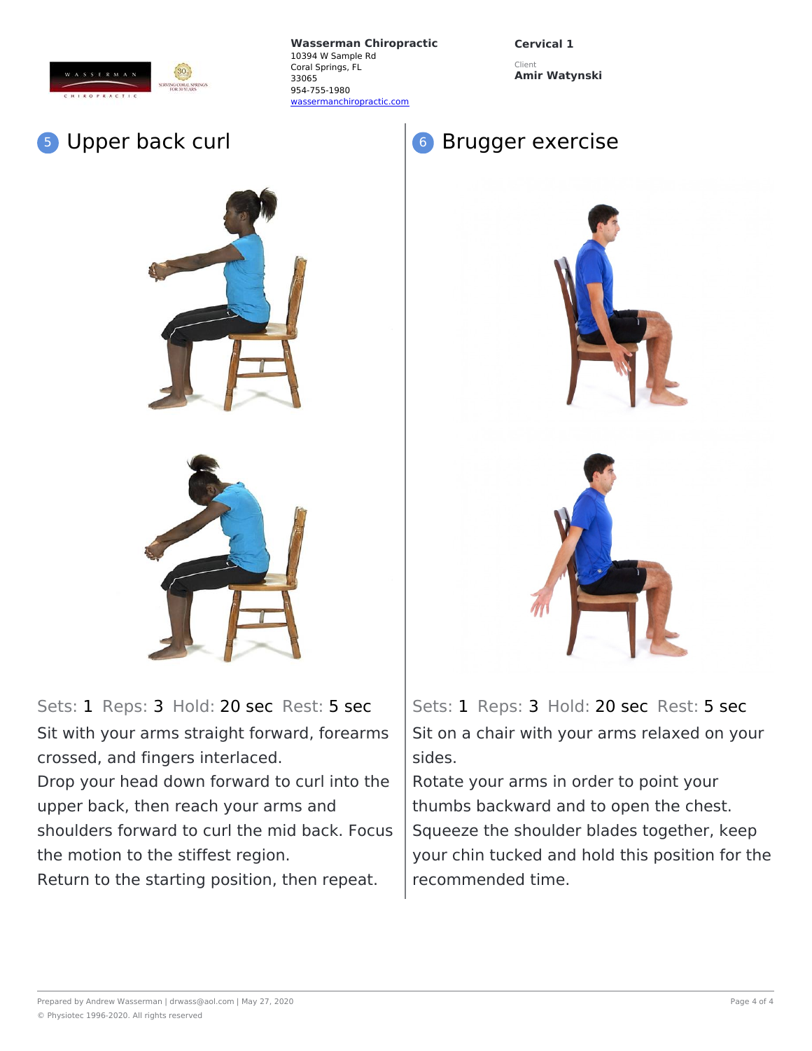**Wasserman Chiropractic**
10394 W Sample Rd
Coral Springs, FL
33065
954-755-1980
wassermanchiropractic.com

**Cervical 1**

Client
**Amir Watynski**

## 5 Upper back curl

Sets: 1 Reps: 3 Hold: 20 sec Rest: 5 sec

Sit with your arms straight forward, forearms crossed, and fingers interlaced.
Drop your head down forward to curl into the upper back, then reach your arms and shoulders forward to curl the mid back. Focus the motion to the stiffest region.
Return to the starting position, then repeat.

## 6 Brugger exercise

Sets: 1 Reps: 3 Hold: 20 sec Rest: 5 sec

Sit on a chair with your arms relaxed on your sides.
Rotate your arms in order to point your thumbs backward and to open the chest.
Squeeze the shoulder blades together, keep your chin tucked and hold this position for the recommended time.

Prepared by Andrew Wasserman | drwass@aol.com | May 27, 2020

© Physiotec 1996-2020. All rights reserved